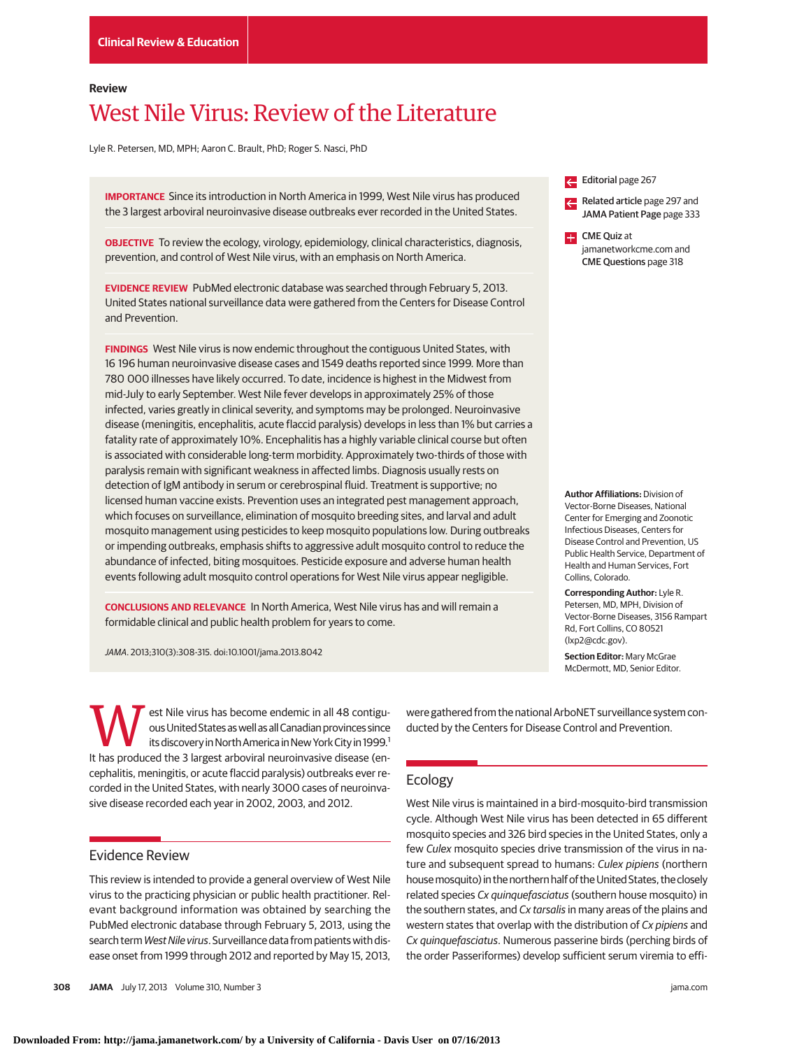Clinical Review & Education

Review

# West Nile Virus: Review of the Literature

Lyle R. Petersen, MD, MPH; Aaron C. Brault, PhD; Roger S. Nasci, PhD

**IMPORTANCE** Since its introduction in North America in 1999, West Nile virus has produced the 3 largest arboviral neuroinvasive disease outbreaks ever recorded in the United States.

**OBJECTIVE** To review the ecology, virology, epidemiology, clinical characteristics, diagnosis, prevention, and control of West Nile virus, with an emphasis on North America.

**EVIDENCE REVIEW** PubMed electronic database was searched through February 5, 2013. United States national surveillance data were gathered from the Centers for Disease Control and Prevention.

**FINDINGS** West Nile virus is now endemic throughout the contiguous United States, with 16 196 human neuroinvasive disease cases and 1549 deaths reported since 1999. More than 780 000 illnesses have likely occurred. To date, incidence is highest in the Midwest from mid-July to early September. West Nile fever develops in approximately 25% of those infected, varies greatly in clinical severity, and symptoms may be prolonged. Neuroinvasive disease (meningitis, encephalitis, acute flaccid paralysis) develops in less than 1% but carries a fatality rate of approximately 10%. Encephalitis has a highly variable clinical course but often is associated with considerable long-term morbidity. Approximately two-thirds of those with paralysis remain with significant weakness in affected limbs. Diagnosis usually rests on detection of IgM antibody in serum or cerebrospinal fluid. Treatment is supportive; no licensed human vaccine exists. Prevention uses an integrated pest management approach, which focuses on surveillance, elimination of mosquito breeding sites, and larval and adult mosquito management using pesticides to keep mosquito populations low. During outbreaks or impending outbreaks, emphasis shifts to aggressive adult mosquito control to reduce the abundance of infected, biting mosquitoes. Pesticide exposure and adverse human health events following adult mosquito control operations for West Nile virus appear negligible.

**CONCLUSIONS AND RELEVANCE** In North America, West Nile virus has and will remain a formidable clinical and public health problem for years to come.

*JAMA*. 2013;310(3):308-315. doi:10.1001/jama.2013.8042

Editorial page 267

Related article page 297 and JAMA Patient Page page 333

CME Quiz at jamanetworkcme.com and CME Questions page 318

**Author Affiliations:** Division of Vector-Borne Diseases, National Center for Emerging and Zoonotic Infectious Diseases, Centers for Disease Control and Prevention, US Public Health Service, Department of Health and Human Services, Fort Collins, Colorado.

**Corresponding Author:** Lyle R. Petersen, MD, MPH, Division of Vector-Borne Diseases, 3156 Rampart Rd, Fort Collins, CO 80521 (lxp2@cdc.gov).

**Section Editor:** Mary McGrae McDermott, MD, Senior Editor.

West Nile virus has become endemic in all 48 contiguous United States as well as all Canadian provinces since its discovery in North America in New York City in 1999.[1] It has produced the 3 largest arboviral neuroinvasive disease (encephalitis, meningitis, or acute flaccid paralysis) outbreaks ever recorded in the United States, with nearly 3000 cases of neuroinvasive disease recorded each year in 2002, 2003, and 2012.

## Evidence Review

This review is intended to provide a general overview of West Nile virus to the practicing physician or public health practitioner. Relevant background information was obtained by searching the PubMed electronic database through February 5, 2013, using the search term *West Nile virus*. Surveillance data from patients with disease onset from 1999 through 2012 and reported by May 15, 2013, were gathered from the national ArboNET surveillance system conducted by the Centers for Disease Control and Prevention.

## Ecology

West Nile virus is maintained in a bird-mosquito-bird transmission cycle. Although West Nile virus has been detected in 65 different mosquito species and 326 bird species in the United States, only a few *Culex* mosquito species drive transmission of the virus in nature and subsequent spread to humans: *Culex pipiens* (northern house mosquito) in the northern half of the United States, the closely related species *Cx quinquefasciatus* (southern house mosquito) in the southern states, and *Cx tarsalis* in many areas of the plains and western states that overlap with the distribution of *Cx pipiens* and *Cx quinquefasciatus*. Numerous passerine birds (perching birds of the order Passeriformes) develop sufficient serum viremia to effi-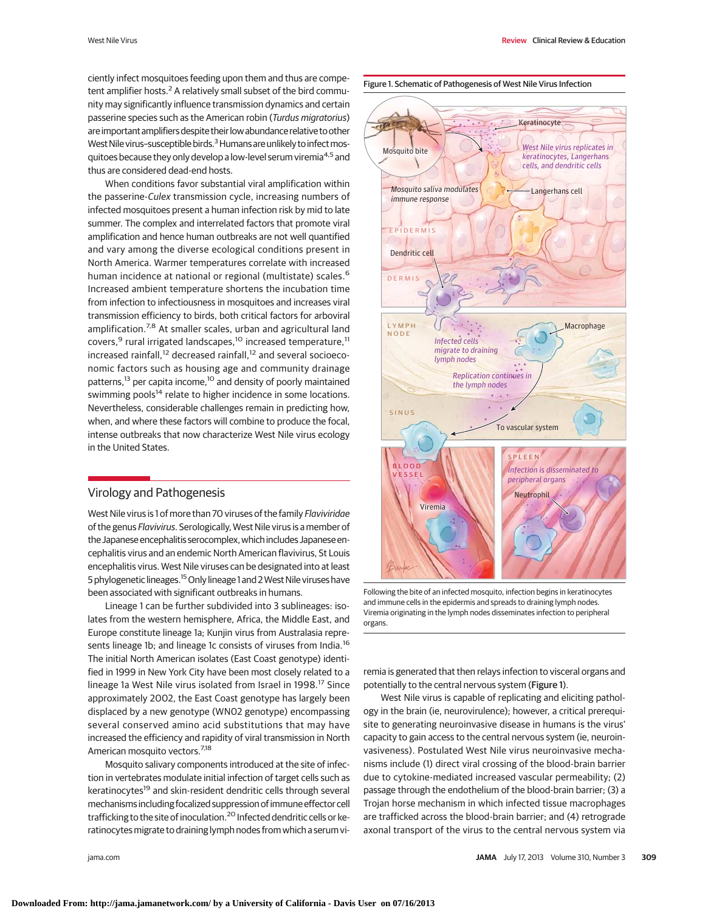ciently infect mosquitoes feeding upon them and thus are competent amplifier hosts.[2] A relatively small subset of the bird community may significantly influence transmission dynamics and certain passerine species such as the American robin (*Turdus migratorius*) are important amplifiers despite their low abundance relative to other West Nile virus–susceptible birds.[3] Humans are unlikely to infect mosquitoes because they only develop a low-level serum viremia[4,5] and thus are considered dead-end hosts.

When conditions favor substantial viral amplification within the passerine-*Culex* transmission cycle, increasing numbers of infected mosquitoes present a human infection risk by mid to late summer. The complex and interrelated factors that promote viral amplification and hence human outbreaks are not well quantified and vary among the diverse ecological conditions present in North America. Warmer temperatures correlate with increased human incidence at national or regional (multistate) scales.[6] Increased ambient temperature shortens the incubation time from infection to infectiousness in mosquitoes and increases viral transmission efficiency to birds, both critical factors for arboviral amplification.[7,8] At smaller scales, urban and agricultural land covers,[9] rural irrigated landscapes,[10] increased temperature,[11] increased rainfall,[12] decreased rainfall,[12] and several socioeconomic factors such as housing age and community drainage patterns,[13] per capita income,[10] and density of poorly maintained swimming pools[14] relate to higher incidence in some locations. Nevertheless, considerable challenges remain in predicting how, when, and where these factors will combine to produce the focal, intense outbreaks that now characterize West Nile virus ecology in the United States.

## Virology and Pathogenesis

West Nile virus is 1 of more than 70 viruses of the family *Flaviviridae* of the genus *Flavivirus*. Serologically, West Nile virus is a member of the Japanese encephalitis serocomplex, which includes Japanese encephalitis virus and an endemic North American flavivirus, St Louis encephalitis virus. West Nile viruses can be designated into at least 5 phylogenetic lineages.[15] Only lineage 1 and 2 West Nile viruses have been associated with significant outbreaks in humans.

Lineage 1 can be further subdivided into 3 sublineages: isolates from the western hemisphere, Africa, the Middle East, and Europe constitute lineage 1a; Kunjin virus from Australasia represents lineage 1b; and lineage 1c consists of viruses from India.[16] The initial North American isolates (East Coast genotype) identified in 1999 in New York City have been most closely related to a lineage 1a West Nile virus isolated from Israel in 1998.[17] Since approximately 2002, the East Coast genotype has largely been displaced by a new genotype (WN02 genotype) encompassing several conserved amino acid substitutions that may have increased the efficiency and rapidity of viral transmission in North American mosquito vectors.[7,18]

Mosquito salivary components introduced at the site of infection in vertebrates modulate initial infection of target cells such as keratinocytes[19] and skin-resident dendritic cells through several mechanisms including focalized suppression of immune effector cell trafficking to the site of inoculation.[20] Infected dendritic cells or keratinocytes migrate to draining lymph nodes from which a serum viremia is generated that then relays infection to visceral organs and potentially to the central nervous system (Figure 1).

**Figure 1. Schematic of Pathogenesis of West Nile Virus Infection**

Following the bite of an infected mosquito, infection begins in keratinocytes and immune cells in the epidermis and spreads to draining lymph nodes. Viremia originating in the lymph nodes disseminates infection to peripheral organs.

West Nile virus is capable of replicating and eliciting pathology in the brain (ie, neurovirulence); however, a critical prerequisite to generating neuroinvasive disease in humans is the virus' capacity to gain access to the central nervous system (ie, neuroinvasiveness). Postulated West Nile virus neuroinvasive mechanisms include (1) direct viral crossing of the blood-brain barrier due to cytokine-mediated increased vascular permeability; (2) passage through the endothelium of the blood-brain barrier; (3) a Trojan horse mechanism in which infected tissue macrophages are trafficked across the blood-brain barrier; and (4) retrograde axonal transport of the virus to the central nervous system via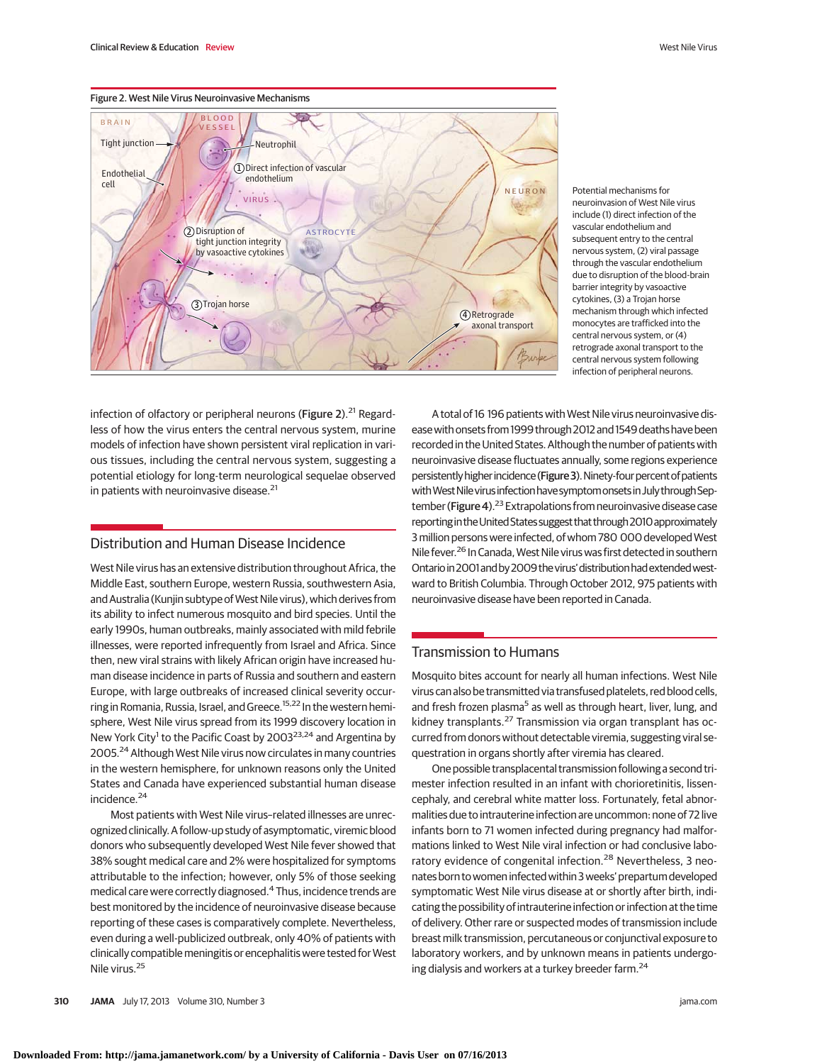Figure 2. West Nile Virus Neuroinvasive Mechanisms

Potential mechanisms for neuroinvasion of West Nile virus include (1) direct infection of the vascular endothelium and subsequent entry to the central nervous system, (2) viral passage through the vascular endothelium due to disruption of the blood-brain barrier integrity by vasoactive cytokines, (3) a Trojan horse mechanism through which infected monocytes are trafficked into the central nervous system, or (4) retrograde axonal transport to the central nervous system following infection of peripheral neurons.

infection of olfactory or peripheral neurons (Figure 2).[21] Regardless of how the virus enters the central nervous system, murine models of infection have shown persistent viral replication in various tissues, including the central nervous system, suggesting a potential etiology for long-term neurological sequelae observed in patients with neuroinvasive disease.[21]

## Distribution and Human Disease Incidence

West Nile virus has an extensive distribution throughout Africa, the Middle East, southern Europe, western Russia, southwestern Asia, and Australia (Kunjin subtype of West Nile virus), which derives from its ability to infect numerous mosquito and bird species. Until the early 1990s, human outbreaks, mainly associated with mild febrile illnesses, were reported infrequently from Israel and Africa. Since then, new viral strains with likely African origin have increased human disease incidence in parts of Russia and southern and eastern Europe, with large outbreaks of increased clinical severity occurring in Romania, Russia, Israel, and Greece.[15,22] In the western hemisphere, West Nile virus spread from its 1999 discovery location in New York City[1] to the Pacific Coast by 2003[23,24] and Argentina by 2005.[24] Although West Nile virus now circulates in many countries in the western hemisphere, for unknown reasons only the United States and Canada have experienced substantial human disease incidence.[24]

Most patients with West Nile virus–related illnesses are unrecognized clinically. A follow-up study of asymptomatic, viremic blood donors who subsequently developed West Nile fever showed that 38% sought medical care and 2% were hospitalized for symptoms attributable to the infection; however, only 5% of those seeking medical care were correctly diagnosed.[4] Thus, incidence trends are best monitored by the incidence of neuroinvasive disease because reporting of these cases is comparatively complete. Nevertheless, even during a well-publicized outbreak, only 40% of patients with clinically compatible meningitis or encephalitis were tested for West Nile virus.[25]

A total of 16 196 patients with West Nile virus neuroinvasive disease with onsets from 1999 through 2012 and 1549 deaths have been recorded in the United States. Although the number of patients with neuroinvasive disease fluctuates annually, some regions experience persistently higher incidence (Figure 3). Ninety-four percent of patients with West Nile virus infection have symptom onsets in July through September (Figure 4).[23] Extrapolations from neuroinvasive disease case reporting in the United States suggest that through 2010 approximately 3 million persons were infected, of whom 780 000 developed West Nile fever.[26] In Canada, West Nile virus was first detected in southern Ontario in 2001 and by 2009 the virus' distribution had extended westward to British Columbia. Through October 2012, 975 patients with neuroinvasive disease have been reported in Canada.

## Transmission to Humans

Mosquito bites account for nearly all human infections. West Nile virus can also be transmitted via transfused platelets, red blood cells, and fresh frozen plasma[5] as well as through heart, liver, lung, and kidney transplants.[27] Transmission via organ transplant has occurred from donors without detectable viremia, suggesting viral sequestration in organs shortly after viremia has cleared.

One possible transplacental transmission following a second trimester infection resulted in an infant with chorioretinitis, lissencephaly, and cerebral white matter loss. Fortunately, fetal abnormalities due to intrauterine infection are uncommon: none of 72 live infants born to 71 women infected during pregnancy had malformations linked to West Nile viral infection or had conclusive laboratory evidence of congenital infection.[28] Nevertheless, 3 neonates born to women infected within 3 weeks' prepartum developed symptomatic West Nile virus disease at or shortly after birth, indicating the possibility of intrauterine infection or infection at the time of delivery. Other rare or suspected modes of transmission include breast milk transmission, percutaneous or conjunctival exposure to laboratory workers, and by unknown means in patients undergoing dialysis and workers at a turkey breeder farm.[24]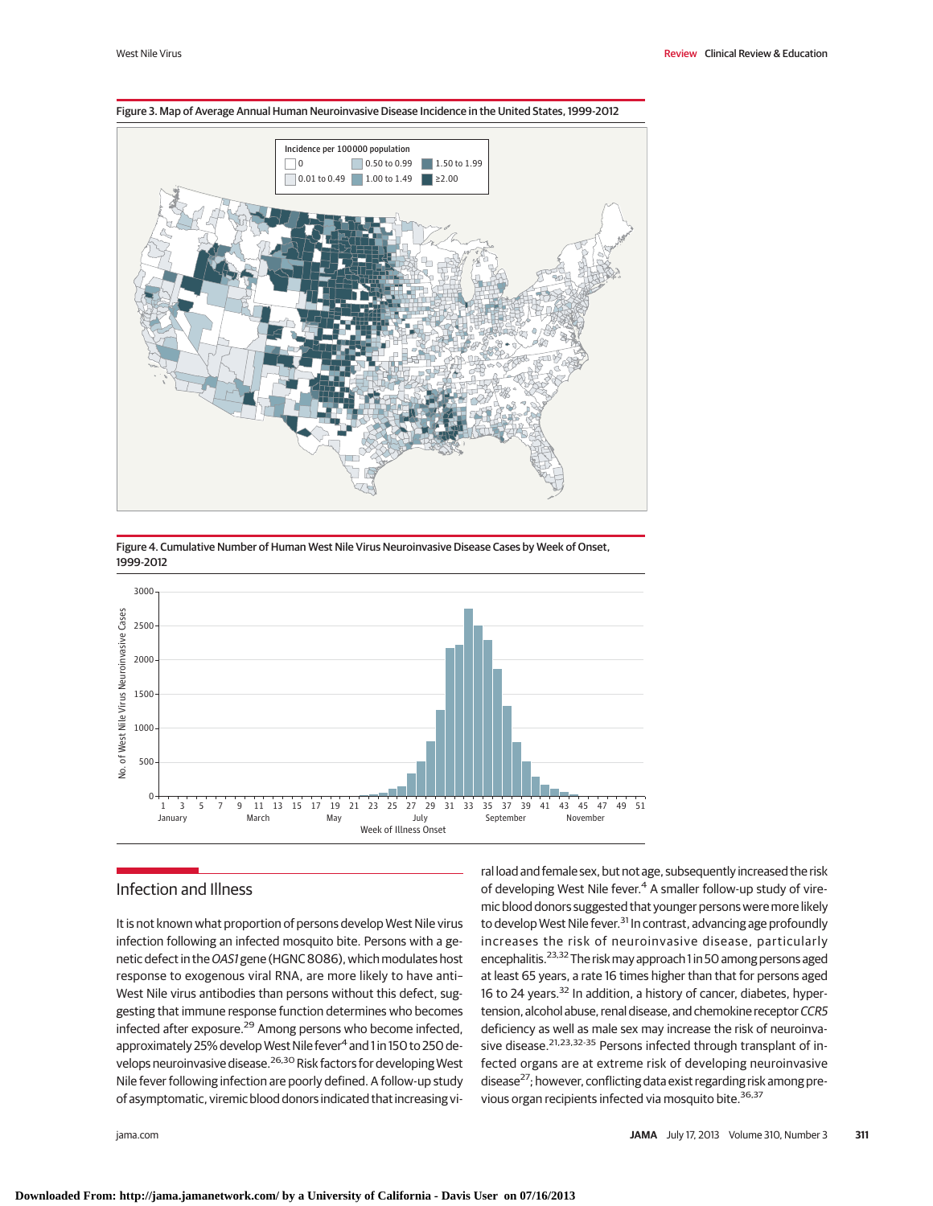Figure 3. Map of Average Annual Human Neuroinvasive Disease Incidence in the United States, 1999-2012

Figure 4. Cumulative Number of Human West Nile Virus Neuroinvasive Disease Cases by Week of Onset, 1999-2012

## Infection and Illness

It is not known what proportion of persons develop West Nile virus infection following an infected mosquito bite. Persons with a genetic defect in the *OAS1* gene (HGNC 8086), which modulates host response to exogenous viral RNA, are more likely to have anti–West Nile virus antibodies than persons without this defect, suggesting that immune response function determines who becomes infected after exposure.[29] Among persons who become infected, approximately 25% develop West Nile fever[4] and 1 in 150 to 250 develops neuroinvasive disease.[26,30] Risk factors for developing West Nile fever following infection are poorly defined. A follow-up study of asymptomatic, viremic blood donors indicated that increasing viral load and female sex, but not age, subsequently increased the risk of developing West Nile fever.[4] A smaller follow-up study of viremic blood donors suggested that younger persons were more likely to develop West Nile fever.[31] In contrast, advancing age profoundly increases the risk of neuroinvasive disease, particularly encephalitis.[23,32] The risk may approach 1 in 50 among persons aged at least 65 years, a rate 16 times higher than that for persons aged 16 to 24 years.[32] In addition, a history of cancer, diabetes, hypertension, alcohol abuse, renal disease, and chemokine receptor *CCR5* deficiency as well as male sex may increase the risk of neuroinvasive disease.[21,23,32-35] Persons infected through transplant of infected organs are at extreme risk of developing neuroinvasive disease[27]; however, conflicting data exist regarding risk among previous organ recipients infected via mosquito bite.[36,37]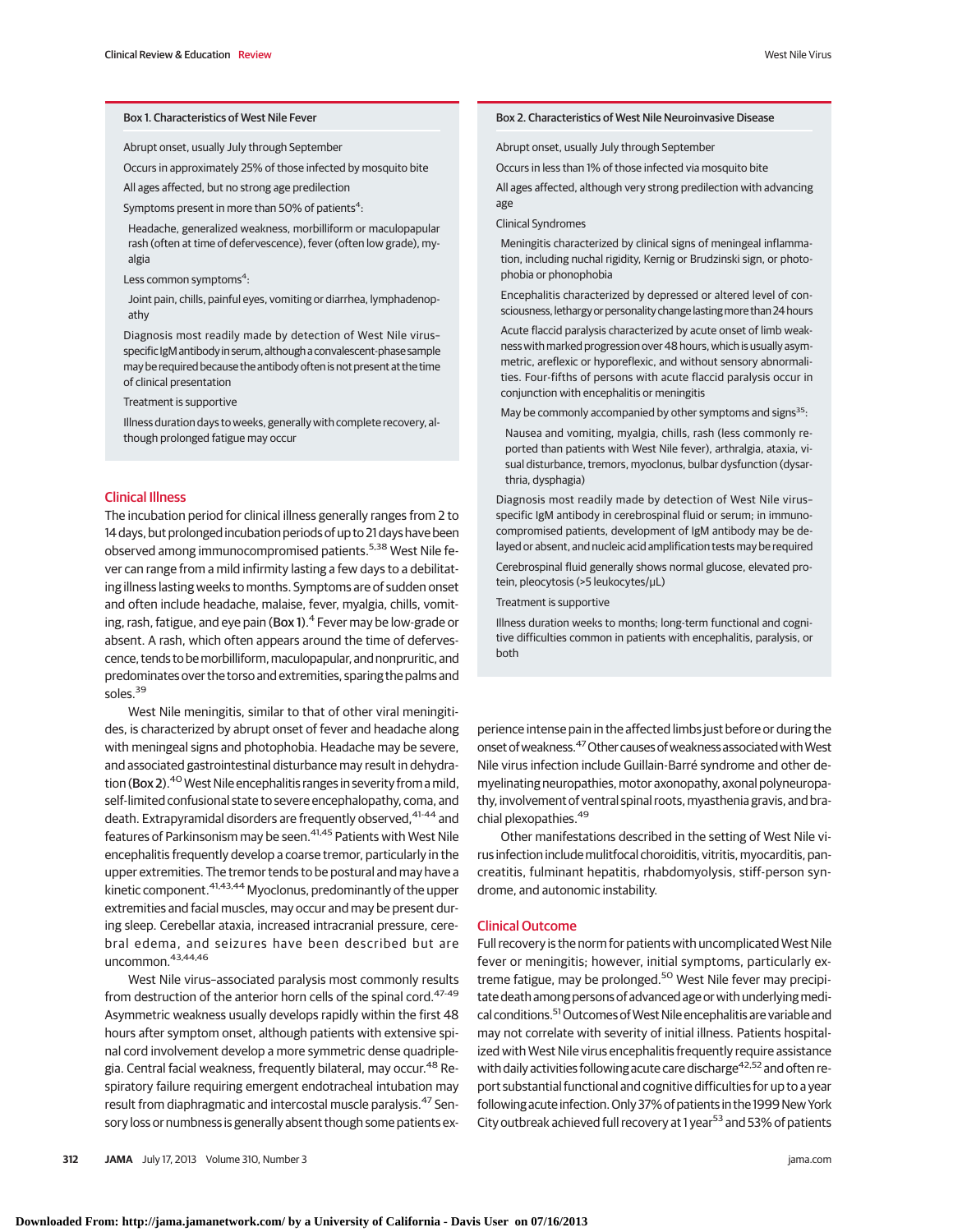### Box 1. Characteristics of West Nile Fever

Abrupt onset, usually July through September

Occurs in approximately 25% of those infected by mosquito bite

All ages affected, but no strong age predilection

Symptoms present in more than 50% of patients[4]:

- Headache, generalized weakness, morbilliform or maculopapular rash (often at time of defervescence), fever (often low grade), myalgia

Less common symptoms[4]:

- Joint pain, chills, painful eyes, vomiting or diarrhea, lymphadenopathy

Diagnosis most readily made by detection of West Nile virus–specific IgM antibody in serum, although a convalescent-phase sample may be required because the antibody often is not present at the time of clinical presentation

Treatment is supportive

Illness duration days to weeks, generally with complete recovery, although prolonged fatigue may occur

### Box 2. Characteristics of West Nile Neuroinvasive Disease

Abrupt onset, usually July through September

Occurs in less than 1% of those infected via mosquito bite

All ages affected, although very strong predilection with advancing age

Clinical Syndromes

- Meningitis characterized by clinical signs of meningeal inflammation, including nuchal rigidity, Kernig or Brudzinski sign, or photophobia or phonophobia
- Encephalitis characterized by depressed or altered level of consciousness, lethargy or personality change lasting more than 24 hours
- Acute flaccid paralysis characterized by acute onset of limb weakness with marked progression over 48 hours, which is usually asymmetric, areflexic or hyporeflexic, and without sensory abnormalities. Four-fifths of persons with acute flaccid paralysis occur in conjunction with encephalitis or meningitis
- May be commonly accompanied by other symptoms and signs[35]:
  - Nausea and vomiting, myalgia, chills, rash (less commonly reported than patients with West Nile fever), arthralgia, ataxia, visual disturbance, tremors, myoclonus, bulbar dysfunction (dysarthria, dysphagia)

Diagnosis most readily made by detection of West Nile virus–specific IgM antibody in cerebrospinal fluid or serum; in immunocompromised patients, development of IgM antibody may be delayed or absent, and nucleic acid amplification tests may be required

Cerebrospinal fluid generally shows normal glucose, elevated protein, pleocytosis (>5 leukocytes/μL)

Treatment is supportive

Illness duration weeks to months; long-term functional and cognitive difficulties common in patients with encephalitis, paralysis, or both

## Clinical Illness

The incubation period for clinical illness generally ranges from 2 to 14 days, but prolonged incubation periods of up to 21 days have been observed among immunocompromised patients.[5,38] West Nile fever can range from a mild infirmity lasting a few days to a debilitating illness lasting weeks to months. Symptoms are of sudden onset and often include headache, malaise, fever, myalgia, chills, vomiting, rash, fatigue, and eye pain (Box 1).[4] Fever may be low-grade or absent. A rash, which often appears around the time of defervescence, tends to be morbilliform, maculopapular, and nonpruritic, and predominates over the torso and extremities, sparing the palms and soles.[39]

West Nile meningitis, similar to that of other viral meningitides, is characterized by abrupt onset of fever and headache along with meningeal signs and photophobia. Headache may be severe, and associated gastrointestinal disturbance may result in dehydration (Box 2).[40] West Nile encephalitis ranges in severity from a mild, self-limited confusional state to severe encephalopathy, coma, and death. Extrapyramidal disorders are frequently observed,[41-44] and features of Parkinsonism may be seen.[41,45] Patients with West Nile encephalitis frequently develop a coarse tremor, particularly in the upper extremities. The tremor tends to be postural and may have a kinetic component.[41,43,44] Myoclonus, predominantly of the upper extremities and facial muscles, may occur and may be present during sleep. Cerebellar ataxia, increased intracranial pressure, cerebral edema, and seizures have been described but are uncommon.[43,44,46]

West Nile virus–associated paralysis most commonly results from destruction of the anterior horn cells of the spinal cord.[47-49] Asymmetric weakness usually develops rapidly within the first 48 hours after symptom onset, although patients with extensive spinal cord involvement develop a more symmetric dense quadriplegia. Central facial weakness, frequently bilateral, may occur.[48] Respiratory failure requiring emergent endotracheal intubation may result from diaphragmatic and intercostal muscle paralysis.[47] Sensory loss or numbness is generally absent though some patients experience intense pain in the affected limbs just before or during the onset of weakness.[47] Other causes of weakness associated with West Nile virus infection include Guillain-Barré syndrome and other demyelinating neuropathies, motor axonopathy, axonal polyneuropathy, involvement of ventral spinal roots, myasthenia gravis, and brachial plexopathies.[49]

Other manifestations described in the setting of West Nile virus infection include mulitfocal choroiditis, vitritis, myocarditis, pancreatitis, fulminant hepatitis, rhabdomyolysis, stiff-person syndrome, and autonomic instability.

## Clinical Outcome

Full recovery is the norm for patients with uncomplicated West Nile fever or meningitis; however, initial symptoms, particularly extreme fatigue, may be prolonged.[50] West Nile fever may precipitate death among persons of advanced age or with underlying medical conditions.[51] Outcomes of West Nile encephalitis are variable and may not correlate with severity of initial illness. Patients hospitalized with West Nile virus encephalitis frequently require assistance with daily activities following acute care discharge[42,52] and often report substantial functional and cognitive difficulties for up to a year following acute infection. Only 37% of patients in the 1999 New York City outbreak achieved full recovery at 1 year[53] and 53% of patients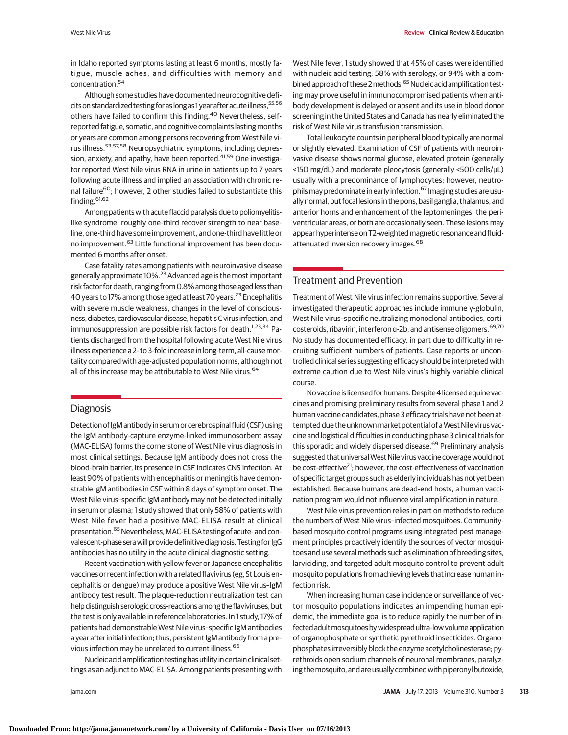in Idaho reported symptoms lasting at least 6 months, mostly fatigue, muscle aches, and difficulties with memory and concentration.[54]

Although some studies have documented neurocognitive deficits on standardized testing for as long as 1 year after acute illness,[55,56] others have failed to confirm this finding.[40] Nevertheless, self-reported fatigue, somatic, and cognitive complaints lasting months or years are common among persons recovering from West Nile virus illness.[53,57,58] Neuropsychiatric symptoms, including depression, anxiety, and apathy, have been reported.[41,59] One investigator reported West Nile virus RNA in urine in patients up to 7 years following acute illness and implied an association with chronic renal failure[60]; however, 2 other studies failed to substantiate this finding.[61,62]

Among patients with acute flaccid paralysis due to poliomyelitis-like syndrome, roughly one-third recover strength to near baseline, one-third have some improvement, and one-third have little or no improvement.[63] Little functional improvement has been documented 6 months after onset.

Case fatality rates among patients with neuroinvasive disease generally approximate 10%.[23] Advanced age is the most important risk factor for death, ranging from 0.8% among those aged less than 40 years to 17% among those aged at least 70 years.[23] Encephalitis with severe muscle weakness, changes in the level of consciousness, diabetes, cardiovascular disease, hepatitis C virus infection, and immunosuppression are possible risk factors for death.[1,23,34] Patients discharged from the hospital following acute West Nile virus illness experience a 2- to 3-fold increase in long-term, all-cause mortality compared with age-adjusted population norms, although not all of this increase may be attributable to West Nile virus.[64]

## Diagnosis

Detection of IgM antibody in serum or cerebrospinal fluid (CSF) using the IgM antibody-capture enzyme-linked immunosorbent assay (MAC-ELISA) forms the cornerstone of West Nile virus diagnosis in most clinical settings. Because IgM antibody does not cross the blood-brain barrier, its presence in CSF indicates CNS infection. At least 90% of patients with encephalitis or meningitis have demonstrable IgM antibodies in CSF within 8 days of symptom onset. The West Nile virus–specific IgM antibody may not be detected initially in serum or plasma; 1 study showed that only 58% of patients with West Nile fever had a positive MAC-ELISA result at clinical presentation.[65] Nevertheless, MAC-ELISA testing of acute- and convalescent-phase sera will provide definitive diagnosis. Testing for IgG antibodies has no utility in the acute clinical diagnostic setting.

Recent vaccination with yellow fever or Japanese encephalitis vaccines or recent infection with a related flavivirus (eg, St Louis encephalitis or dengue) may produce a positive West Nile virus–IgM antibody test result. The plaque-reduction neutralization test can help distinguish serologic cross-reactions among the flaviviruses, but the test is only available in reference laboratories. In 1 study, 17% of patients had demonstrable West Nile virus–specific IgM antibodies a year after initial infection; thus, persistent IgM antibody from a previous infection may be unrelated to current illness.[66]

Nucleic acid amplification testing has utility in certain clinical settings as an adjunct to MAC-ELISA. Among patients presenting with West Nile fever, 1 study showed that 45% of cases were identified with nucleic acid testing; 58% with serology, or 94% with a combined approach of these 2 methods.[65] Nucleic acid amplification testing may prove useful in immunocompromised patients when antibody development is delayed or absent and its use in blood donor screening in the United States and Canada has nearly eliminated the risk of West Nile virus transfusion transmission.

Total leukocyte counts in peripheral blood typically are normal or slightly elevated. Examination of CSF of patients with neuroinvasive disease shows normal glucose, elevated protein (generally <150 mg/dL) and moderate pleocytosis (generally <500 cells/μL) usually with a predominance of lymphocytes; however, neutrophils may predominate in early infection.[67] Imaging studies are usually normal, but focal lesions in the pons, basil ganglia, thalamus, and anterior horns and enhancement of the leptomeninges, the periventricular areas, or both are occasionally seen. These lesions may appear hyperintense on T2-weighted magnetic resonance and fluid-attenuated inversion recovery images.[68]

## Treatment and Prevention

Treatment of West Nile virus infection remains supportive. Several investigated therapeutic approaches include immune γ-globulin, West Nile virus–specific neutralizing monoclonal antibodies, corticosteroids, ribavirin, interferon α-2b, and antisense oligomers.[69,70] No study has documented efficacy, in part due to difficulty in recruiting sufficient numbers of patients. Case reports or uncontrolled clinical series suggesting efficacy should be interpreted with extreme caution due to West Nile virus's highly variable clinical course.

No vaccine is licensed for humans. Despite 4 licensed equine vaccines and promising preliminary results from several phase 1 and 2 human vaccine candidates, phase 3 efficacy trials have not been attempted due the unknown market potential of a West Nile virus vaccine and logistical difficulties in conducting phase 3 clinical trials for this sporadic and widely dispersed disease.[69] Preliminary analysis suggested that universal West Nile virus vaccine coverage would not be cost-effective[71]; however, the cost-effectiveness of vaccination of specific target groups such as elderly individuals has not yet been established. Because humans are dead-end hosts, a human vaccination program would not influence viral amplification in nature.

West Nile virus prevention relies in part on methods to reduce the numbers of West Nile virus–infected mosquitoes. Community-based mosquito control programs using integrated pest management principles proactively identify the sources of vector mosquitoes and use several methods such as elimination of breeding sites, larviciding, and targeted adult mosquito control to prevent adult mosquito populations from achieving levels that increase human infection risk.

When increasing human case incidence or surveillance of vector mosquito populations indicates an impending human epidemic, the immediate goal is to reduce rapidly the number of infected adult mosquitoes by widespread ultra-low volume application of organophosphate or synthetic pyrethroid insecticides. Organophosphates irreversibly block the enzyme acetylcholinesterase; pyrethroids open sodium channels of neuronal membranes, paralyzing the mosquito, and are usually combined with piperonyl butoxide,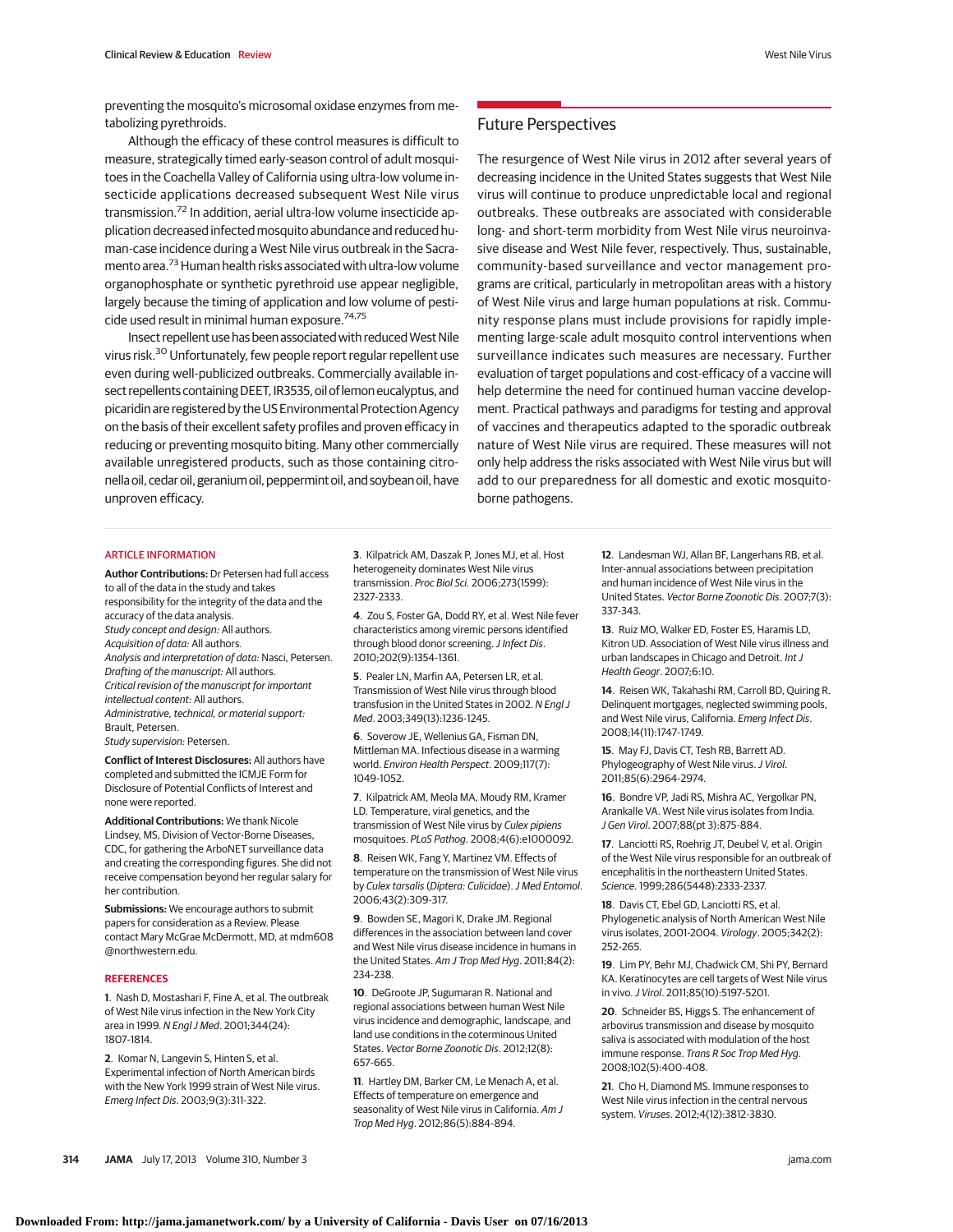preventing the mosquito's microsomal oxidase enzymes from metabolizing pyrethroids.

Although the efficacy of these control measures is difficult to measure, strategically timed early-season control of adult mosquitoes in the Coachella Valley of California using ultra-low volume insecticide applications decreased subsequent West Nile virus transmission.[72] In addition, aerial ultra-low volume insecticide application decreased infected mosquito abundance and reduced human-case incidence during a West Nile virus outbreak in the Sacramento area.[73] Human health risks associated with ultra-low volume organophosphate or synthetic pyrethroid use appear negligible, largely because the timing of application and low volume of pesticide used result in minimal human exposure.[74,75]

Insect repellent use has been associated with reduced West Nile virus risk.[30] Unfortunately, few people report regular repellent use even during well-publicized outbreaks. Commercially available insect repellents containing DEET, IR3535, oil of lemon eucalyptus, and picaridin are registered by the US Environmental Protection Agency on the basis of their excellent safety profiles and proven efficacy in reducing or preventing mosquito biting. Many other commercially available unregistered products, such as those containing citronella oil, cedar oil, geranium oil, peppermint oil, and soybean oil, have unproven efficacy.

## Future Perspectives

The resurgence of West Nile virus in 2012 after several years of decreasing incidence in the United States suggests that West Nile virus will continue to produce unpredictable local and regional outbreaks. These outbreaks are associated with considerable long- and short-term morbidity from West Nile virus neuroinvasive disease and West Nile fever, respectively. Thus, sustainable, community-based surveillance and vector management programs are critical, particularly in metropolitan areas with a history of West Nile virus and large human populations at risk. Community response plans must include provisions for rapidly implementing large-scale adult mosquito control interventions when surveillance indicates such measures are necessary. Further evaluation of target populations and cost-efficacy of a vaccine will help determine the need for continued human vaccine development. Practical pathways and paradigms for testing and approval of vaccines and therapeutics adapted to the sporadic outbreak nature of West Nile virus are required. These measures will not only help address the risks associated with West Nile virus but will add to our preparedness for all domestic and exotic mosquito-borne pathogens.

## ARTICLE INFORMATION

**Author Contributions:** Dr Petersen had full access to all of the data in the study and takes responsibility for the integrity of the data and the accuracy of the data analysis.
*Study concept and design:* All authors.
*Acquisition of data:* All authors.
*Analysis and interpretation of data:* Nasci, Petersen.
*Drafting of the manuscript:* All authors.
*Critical revision of the manuscript for important intellectual content:* All authors.
*Administrative, technical, or material support:* Brault, Petersen.
*Study supervision:* Petersen.

**Conflict of Interest Disclosures:** All authors have completed and submitted the ICMJE Form for Disclosure of Potential Conflicts of Interest and none were reported.

**Additional Contributions:** We thank Nicole Lindsey, MS, Division of Vector-Borne Diseases, CDC, for gathering the ArboNET surveillance data and creating the corresponding figures. She did not receive compensation beyond her regular salary for her contribution.

**Submissions:** We encourage authors to submit papers for consideration as a Review. Please contact Mary McGrae McDermott, MD, at mdm608@northwestern.edu.

## REFERENCES

1. Nash D, Mostashari F, Fine A, et al. The outbreak of West Nile virus infection in the New York City area in 1999. *N Engl J Med*. 2001;344(24):1807-1814.

2. Komar N, Langevin S, Hinten S, et al. Experimental infection of North American birds with the New York 1999 strain of West Nile virus. *Emerg Infect Dis*. 2003;9(3):311-322.

3. Kilpatrick AM, Daszak P, Jones MJ, et al. Host heterogeneity dominates West Nile virus transmission. *Proc Biol Sci*. 2006;273(1599):2327-2333.

4. Zou S, Foster GA, Dodd RY, et al. West Nile fever characteristics among viremic persons identified through blood donor screening. *J Infect Dis*. 2010;202(9):1354-1361.

5. Pealer LN, Marfin AA, Petersen LR, et al. Transmission of West Nile virus through blood transfusion in the United States in 2002. *N Engl J Med*. 2003;349(13):1236-1245.

6. Soverow JE, Wellenius GA, Fisman DN, Mittleman MA. Infectious disease in a warming world. *Environ Health Perspect*. 2009;117(7):1049-1052.

7. Kilpatrick AM, Meola MA, Moudy RM, Kramer LD. Temperature, viral genetics, and the transmission of West Nile virus by *Culex pipiens* mosquitoes. *PLoS Pathog*. 2008;4(6):e1000092.

8. Reisen WK, Fang Y, Martinez VM. Effects of temperature on the transmission of West Nile virus by *Culex tarsalis* (*Diptera: Culicidae*). *J Med Entomol*. 2006;43(2):309-317.

9. Bowden SE, Magori K, Drake JM. Regional differences in the association between land cover and West Nile virus disease incidence in humans in the United States. *Am J Trop Med Hyg*. 2011;84(2):234-238.

10. DeGroote JP, Sugumaran R. National and regional associations between human West Nile virus incidence and demographic, landscape, and land use conditions in the coterminous United States. *Vector Borne Zoonotic Dis*. 2012;12(8):657-665.

11. Hartley DM, Barker CM, Le Menach A, et al. Effects of temperature on emergence and seasonality of West Nile virus in California. *Am J Trop Med Hyg*. 2012;86(5):884-894.

12. Landesman WJ, Allan BF, Langerhans RB, et al. Inter-annual associations between precipitation and human incidence of West Nile virus in the United States. *Vector Borne Zoonotic Dis*. 2007;7(3):337-343.

13. Ruiz MO, Walker ED, Foster ES, Haramis LD, Kitron UD. Association of West Nile virus illness and urban landscapes in Chicago and Detroit. *Int J Health Geogr*. 2007;6:10.

14. Reisen WK, Takahashi RM, Carroll BD, Quiring R. Delinquent mortgages, neglected swimming pools, and West Nile virus, California. *Emerg Infect Dis*. 2008;14(11):1747-1749.

15. May FJ, Davis CT, Tesh RB, Barrett AD. Phylogeography of West Nile virus. *J Virol*. 2011;85(6):2964-2974.

16. Bondre VP, Jadi RS, Mishra AC, Yergolkar PN, Arankalle VA. West Nile virus isolates from India. *J Gen Virol*. 2007;88(pt 3):875-884.

17. Lanciotti RS, Roehrig JT, Deubel V, et al. Origin of the West Nile virus responsible for an outbreak of encephalitis in the northeastern United States. *Science*. 1999;286(5448):2333-2337.

18. Davis CT, Ebel GD, Lanciotti RS, et al. Phylogenetic analysis of North American West Nile virus isolates, 2001-2004. *Virology*. 2005;342(2):252-265.

19. Lim PY, Behr MJ, Chadwick CM, Shi PY, Bernard KA. Keratinocytes are cell targets of West Nile virus in vivo. *J Virol*. 2011;85(10):5197-5201.

20. Schneider BS, Higgs S. The enhancement of arbovirus transmission and disease by mosquito saliva is associated with modulation of the host immune response. *Trans R Soc Trop Med Hyg*. 2008;102(5):400-408.

21. Cho H, Diamond MS. Immune responses to West Nile virus infection in the central nervous system. *Viruses*. 2012;4(12):3812-3830.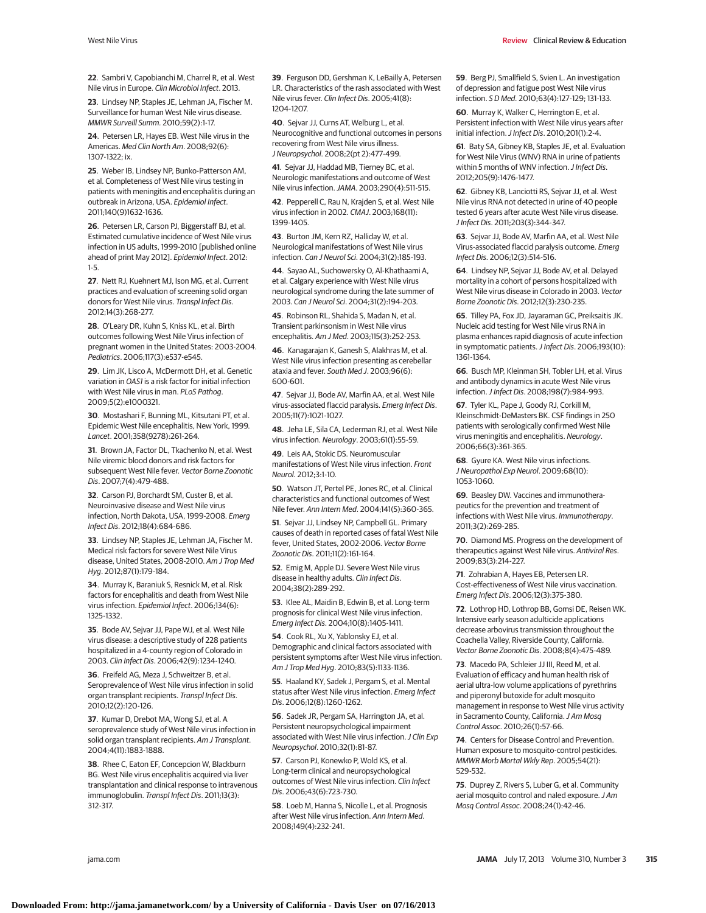22. Sambri V, Capobianchi M, Charrel R, et al. West Nile virus in Europe. *Clin Microbiol Infect*. 2013.

23. Lindsey NP, Staples JE, Lehman JA, Fischer M. Surveillance for human West Nile virus disease. *MMWR Surveill Summ*. 2010;59(2):1-17.

24. Petersen LR, Hayes EB. West Nile virus in the Americas. *Med Clin North Am*. 2008;92(6): 1307-1322; ix.

25. Weber IB, Lindsey NP, Bunko-Patterson AM, et al. Completeness of West Nile virus testing in patients with meningitis and encephalitis during an outbreak in Arizona, USA. *Epidemiol Infect*. 2011;140(9)1632-1636.

26. Petersen LR, Carson PJ, Biggerstaff BJ, et al. Estimated cumulative incidence of West Nile virus infection in US adults, 1999-2010 [published online ahead of print May 2012]. *Epidemiol Infect*. 2012: 1-5.

27. Nett RJ, Kuehnert MJ, Ison MG, et al. Current practices and evaluation of screening solid organ donors for West Nile virus. *Transpl Infect Dis*. 2012;14(3):268-277.

28. O'Leary DR, Kuhn S, Kniss KL, et al. Birth outcomes following West Nile Virus infection of pregnant women in the United States: 2003-2004. *Pediatrics*. 2006;117(3):e537-e545.

29. Lim JK, Lisco A, McDermott DH, et al. Genetic variation in *OAS1* is a risk factor for initial infection with West Nile virus in man. *PLoS Pathog*. 2009;5(2):e1000321.

30. Mostashari F, Bunning ML, Kitsutani PT, et al. Epidemic West Nile encephalitis, New York, 1999. *Lancet*. 2001;358(9278):261-264.

31. Brown JA, Factor DL, Tkachenko N, et al. West Nile viremic blood donors and risk factors for subsequent West Nile fever. *Vector Borne Zoonotic Dis*. 2007;7(4):479-488.

32. Carson PJ, Borchardt SM, Custer B, et al. Neuroinvasive disease and West Nile virus infection, North Dakota, USA, 1999-2008. *Emerg Infect Dis*. 2012;18(4):684-686.

33. Lindsey NP, Staples JE, Lehman JA, Fischer M. Medical risk factors for severe West Nile Virus disease, United States, 2008-2010. *Am J Trop Med Hyg*. 2012;87(1):179-184.

34. Murray K, Baraniuk S, Resnick M, et al. Risk factors for encephalitis and death from West Nile virus infection. *Epidemiol Infect*. 2006;134(6): 1325-1332.

35. Bode AV, Sejvar JJ, Pape WJ, et al. West Nile virus disease: a descriptive study of 228 patients hospitalized in a 4-county region of Colorado in 2003. *Clin Infect Dis*. 2006;42(9):1234-1240.

36. Freifeld AG, Meza J, Schweitzer B, et al. Seroprevalence of West Nile virus infection in solid organ transplant recipients. *Transpl Infect Dis*. 2010;12(2):120-126.

37. Kumar D, Drebot MA, Wong SJ, et al. A seroprevalence study of West Nile virus infection in solid organ transplant recipients. *Am J Transplant*. 2004;4(11):1883-1888.

38. Rhee C, Eaton EF, Concepcion W, Blackburn BG. West Nile virus encephalitis acquired via liver transplantation and clinical response to intravenous immunoglobulin. *Transpl Infect Dis*. 2011;13(3): 312-317.

39. Ferguson DD, Gershman K, LeBailly A, Petersen LR. Characteristics of the rash associated with West Nile virus fever. *Clin Infect Dis*. 2005;41(8): 1204-1207.

40. Sejvar JJ, Curns AT, Welburg L, et al. Neurocognitive and functional outcomes in persons recovering from West Nile virus illness. *J Neuropsychol*. 2008;2(pt 2):477-499.

41. Sejvar JJ, Haddad MB, Tierney BC, et al. Neurologic manifestations and outcome of West Nile virus infection. *JAMA*. 2003;290(4):511-515.

42. Pepperell C, Rau N, Krajden S, et al. West Nile virus infection in 2002. *CMAJ*. 2003;168(11): 1399-1405.

43. Burton JM, Kern RZ, Halliday W, et al. Neurological manifestations of West Nile virus infection. *Can J Neurol Sci*. 2004;31(2):185-193.

44. Sayao AL, Suchowersky O, Al-Khathaami A, et al. Calgary experience with West Nile virus neurological syndrome during the late summer of 2003. *Can J Neurol Sci*. 2004;31(2):194-203.

45. Robinson RL, Shahida S, Madan N, et al. Transient parkinsonism in West Nile virus encephalitis. *Am J Med*. 2003;115(3):252-253.

46. Kanagarajan K, Ganesh S, Alakhras M, et al. West Nile virus infection presenting as cerebellar ataxia and fever. *South Med J*. 2003;96(6): 600-601.

47. Sejvar JJ, Bode AV, Marfin AA, et al. West Nile virus-associated flaccid paralysis. *Emerg Infect Dis*. 2005;11(7):1021-1027.

48. Jeha LE, Sila CA, Lederman RJ, et al. West Nile virus infection. *Neurology*. 2003;61(1):55-59.

49. Leis AA, Stokic DS. Neuromuscular manifestations of West Nile virus infection. *Front Neurol*. 2012;3:1-10.

50. Watson JT, Pertel PE, Jones RC, et al. Clinical characteristics and functional outcomes of West Nile fever. *Ann Intern Med*. 2004;141(5):360-365.

51. Sejvar JJ, Lindsey NP, Campbell GL. Primary causes of death in reported cases of fatal West Nile fever, United States, 2002-2006. *Vector Borne Zoonotic Dis*. 2011;11(2):161-164.

52. Emig M, Apple DJ. Severe West Nile virus disease in healthy adults. *Clin Infect Dis*. 2004;38(2):289-292.

53. Klee AL, Maidin B, Edwin B, et al. Long-term prognosis for clinical West Nile virus infection. *Emerg Infect Dis*. 2004;10(8):1405-1411.

54. Cook RL, Xu X, Yablonsky EJ, et al. Demographic and clinical factors associated with persistent symptoms after West Nile virus infection. *Am J Trop Med Hyg*. 2010;83(5):1133-1136.

55. Haaland KY, Sadek J, Pergam S, et al. Mental status after West Nile virus infection. *Emerg Infect Dis*. 2006;12(8):1260-1262.

56. Sadek JR, Pergam SA, Harrington JA, et al. Persistent neuropsychological impairment associated with West Nile virus infection. *J Clin Exp Neuropsychol*. 2010;32(1):81-87.

57. Carson PJ, Konewko P, Wold KS, et al. Long-term clinical and neuropsychological outcomes of West Nile virus infection. *Clin Infect Dis*. 2006;43(6):723-730.

58. Loeb M, Hanna S, Nicolle L, et al. Prognosis after West Nile virus infection. *Ann Intern Med*. 2008;149(4):232-241.

59. Berg PJ, Smallfield S, Svien L. An investigation of depression and fatigue post West Nile virus infection. *S D Med*. 2010;63(4):127-129; 131-133.

60. Murray K, Walker C, Herrington E, et al. Persistent infection with West Nile virus years after initial infection. *J Infect Dis*. 2010;201(1):2-4.

61. Baty SA, Gibney KB, Staples JE, et al. Evaluation for West Nile Virus (WNV) RNA in urine of patients within 5 months of WNV infection. *J Infect Dis*. 2012;205(9):1476-1477.

62. Gibney KB, Lanciotti RS, Sejvar JJ, et al. West Nile virus RNA not detected in urine of 40 people tested 6 years after acute West Nile virus disease. *J Infect Dis*. 2011;203(3):344-347.

63. Sejvar JJ, Bode AV, Marfin AA, et al. West Nile Virus-associated flaccid paralysis outcome. *Emerg Infect Dis*. 2006;12(3):514-516.

64. Lindsey NP, Sejvar JJ, Bode AV, et al. Delayed mortality in a cohort of persons hospitalized with West Nile virus disease in Colorado in 2003. *Vector Borne Zoonotic Dis*. 2012;12(3):230-235.

65. Tilley PA, Fox JD, Jayaraman GC, Preiksaitis JK. Nucleic acid testing for West Nile virus RNA in plasma enhances rapid diagnosis of acute infection in symptomatic patients. *J Infect Dis*. 2006;193(10): 1361-1364.

66. Busch MP, Kleinman SH, Tobler LH, et al. Virus and antibody dynamics in acute West Nile virus infection. *J Infect Dis*. 2008;198(7):984-993.

67. Tyler KL, Pape J, Goody RJ, Corkill M, Kleinschmidt-DeMasters BK. CSF findings in 250 patients with serologically confirmed West Nile virus meningitis and encephalitis. *Neurology*. 2006;66(3):361-365.

68. Gyure KA. West Nile virus infections. *J Neuropathol Exp Neurol*. 2009;68(10): 1053-1060.

69. Beasley DW. Vaccines and immunotherapeutics for the prevention and treatment of infections with West Nile virus. *Immunotherapy*. 2011;3(2):269-285.

70. Diamond MS. Progress on the development of therapeutics against West Nile virus. *Antiviral Res*. 2009;83(3):214-227.

71. Zohrabian A, Hayes EB, Petersen LR. Cost-effectiveness of West Nile virus vaccination. *Emerg Infect Dis*. 2006;12(3):375-380.

72. Lothrop HD, Lothrop BB, Gomsi DE, Reisen WK. Intensive early season adulticide applications decrease arbovirus transmission throughout the Coachella Valley, Riverside County, California. *Vector Borne Zoonotic Dis*. 2008;8(4):475-489.

73. Macedo PA, Schleier JJ III, Reed M, et al. Evaluation of efficacy and human health risk of aerial ultra-low volume applications of pyrethrins and piperonyl butoxide for adult mosquito management in response to West Nile virus activity in Sacramento County, California. *J Am Mosq Control Assoc*. 2010;26(1):57-66.

74. Centers for Disease Control and Prevention. Human exposure to mosquito-control pesticides. *MMWR Morb Mortal Wkly Rep*. 2005;54(21): 529-532.

75. Duprey Z, Rivers S, Luber G, et al. Community aerial mosquito control and naled exposure. *J Am Mosq Control Assoc*. 2008;24(1):42-46.